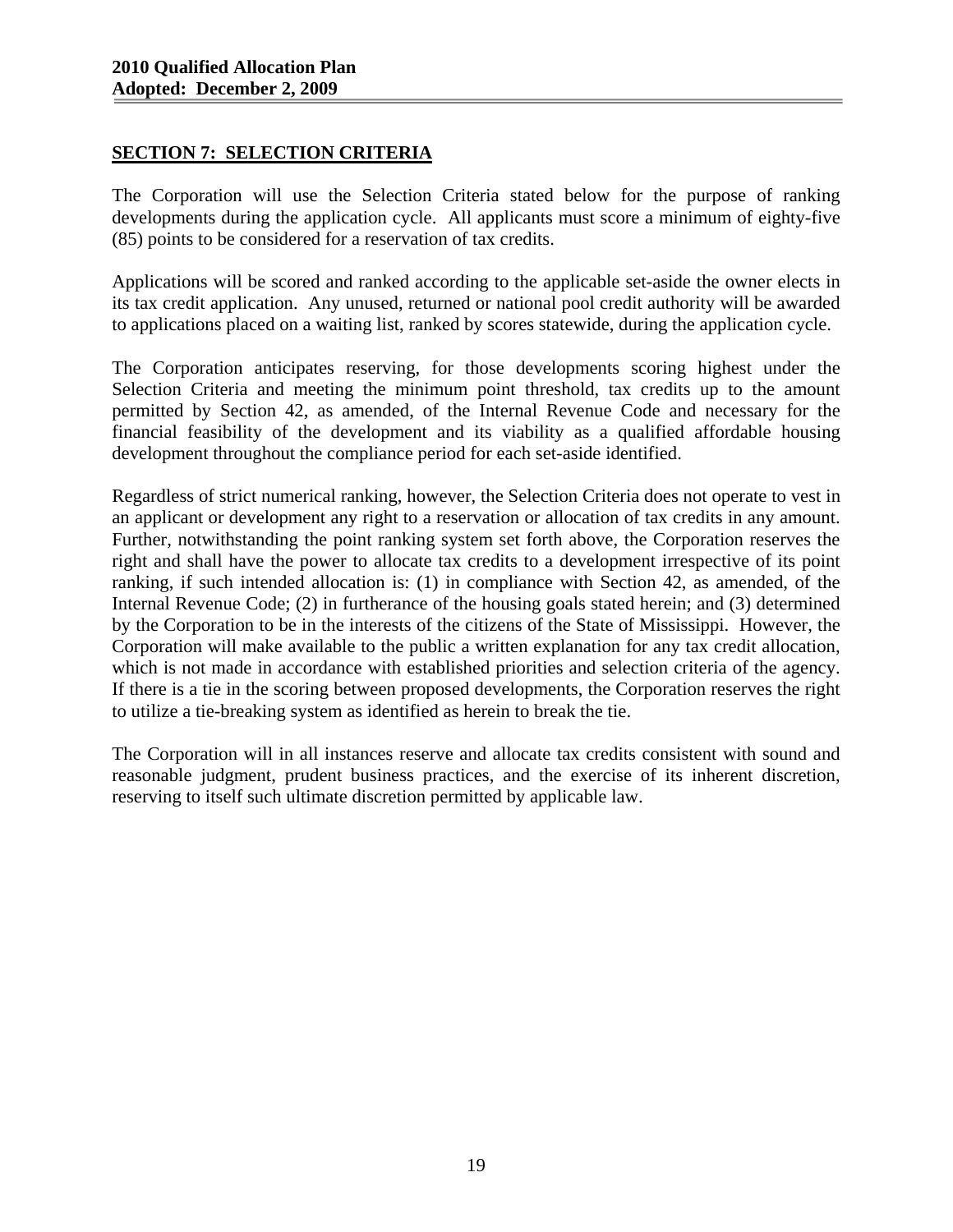## SECTION 7: SELECTION CRITERIA

The Corporation will use the Selection Criteria stated below for the purpose of ranking developments during the application cycle. All applicants must score a minimum of eighty-five (85) points to be considered for a reservation of tax credits.

Applications will be scored and ranked according to the applicable set-aside the owner elects in its tax credit application. Any unused, returned or national pool credit authority will be awarded to applications placed on a waiting list, ranked by scores statewide, during the application cycle.

The Corporation anticipates reserving, for those developments scoring highest under the Selection Criteria and meeting the minimum point threshold, tax credits up to the amount permitted by Section 42, as amended, of the Internal Revenue Code and necessary for the financial feasibility of the development and its viability as a qualified affordable housing development throughout the compliance period for each set-aside identified.

Regardless of strict numerical ranking, however, the Selection Criteria does not operate to vest in an applicant or development any right to a reservation or allocation of tax credits in any amount. Further, notwithstanding the point ranking system set forth above, the Corporation reserves the right and shall have the power to allocate tax credits to a development irrespective of its point ranking, if such intended allocation is: (1) in compliance with Section 42, as amended, of the Internal Revenue Code; (2) in furtherance of the housing goals stated herein; and (3) determined by the Corporation to be in the interests of the citizens of the State of Mississippi. However, the Corporation will make available to the public a written explanation for any tax credit allocation, which is not made in accordance with established priorities and selection criteria of the agency. If there is a tie in the scoring between proposed developments, the Corporation reserves the right to utilize a tie-breaking system as identified as herein to break the tie.

The Corporation will in all instances reserve and allocate tax credits consistent with sound and reasonable judgment, prudent business practices, and the exercise of its inherent discretion, reserving to itself such ultimate discretion permitted by applicable law.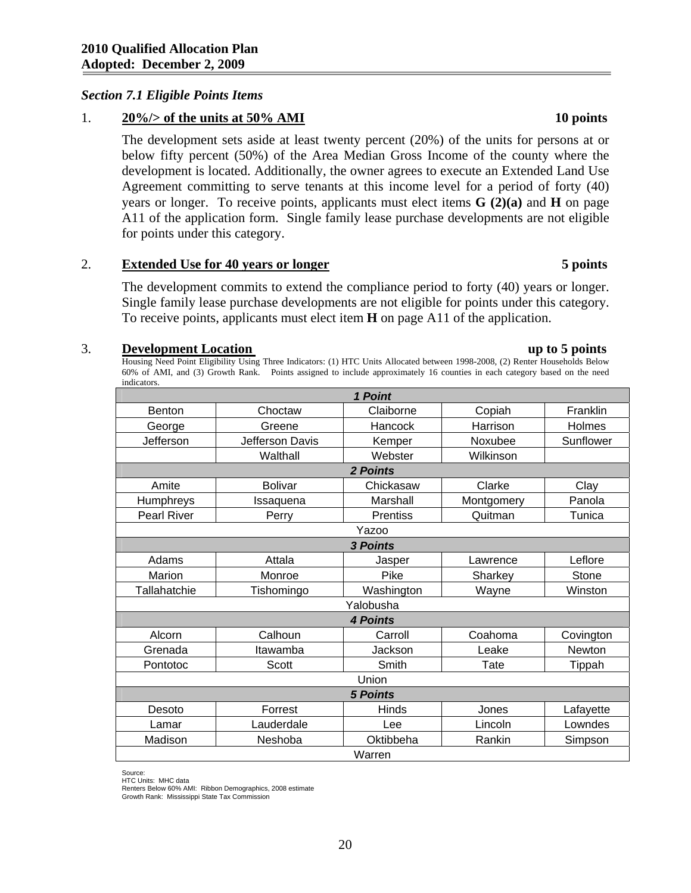*Section 7.1 Eligible Points Items*

1. **20%/> of the units at 50% AMI** **10 points**

   The development sets aside at least twenty percent (20%) of the units for persons at or below fifty percent (50%) of the Area Median Gross Income of the county where the development is located. Additionally, the owner agrees to execute an Extended Land Use Agreement committing to serve tenants at this income level for a period of forty (40) years or longer. To receive points, applicants must elect items **G (2)(a)** and **H** on page A11 of the application form. Single family lease purchase developments are not eligible for points under this category.

2. **Extended Use for 40 years or longer** **5 points**

   The development commits to extend the compliance period to forty (40) years or longer. Single family lease purchase developments are not eligible for points under this category. To receive points, applicants must elect item **H** on page A11 of the application.

3. **Development Location** **up to 5 points**

   Housing Need Point Eligibility Using Three Indicators: (1) HTC Units Allocated between 1998-2008, (2) Renter Households Below 60% of AMI, and (3) Growth Rank. Points assigned to include approximately 16 counties in each category based on the need indicators.

| | | | | |
|---|---|---|---|---|
| ***1 Point*** | | | | |
| Benton | Choctaw | Claiborne | Copiah | Franklin |
| George | Greene | Hancock | Harrison | Holmes |
| Jefferson | Jefferson Davis | Kemper | Noxubee | Sunflower |
| | Walthall | Webster | Wilkinson | |
| ***2 Points*** | | | | |
| Amite | Bolivar | Chickasaw | Clarke | Clay |
| Humphreys | Issaquena | Marshall | Montgomery | Panola |
| Pearl River | Perry | Prentiss | Quitman | Tunica |
| Yazoo | | | | |
| ***3 Points*** | | | | |
| Adams | Attala | Jasper | Lawrence | Leflore |
| Marion | Monroe | Pike | Sharkey | Stone |
| Tallahatchie | Tishomingo | Washington | Wayne | Winston |
| Yalobusha | | | | |
| ***4 Points*** | | | | |
| Alcorn | Calhoun | Carroll | Coahoma | Covington |
| Grenada | Itawamba | Jackson | Leake | Newton |
| Pontotoc | Scott | Smith | Tate | Tippah |
| Union | | | | |
| ***5 Points*** | | | | |
| Desoto | Forrest | Hinds | Jones | Lafayette |
| Lamar | Lauderdale | Lee | Lincoln | Lowndes |
| Madison | Neshoba | Oktibbeha | Rankin | Simpson |
| Warren | | | | |

Source:
HTC Units: MHC data
Renters Below 60% AMI: Ribbon Demographics, 2008 estimate
Growth Rank: Mississippi State Tax Commission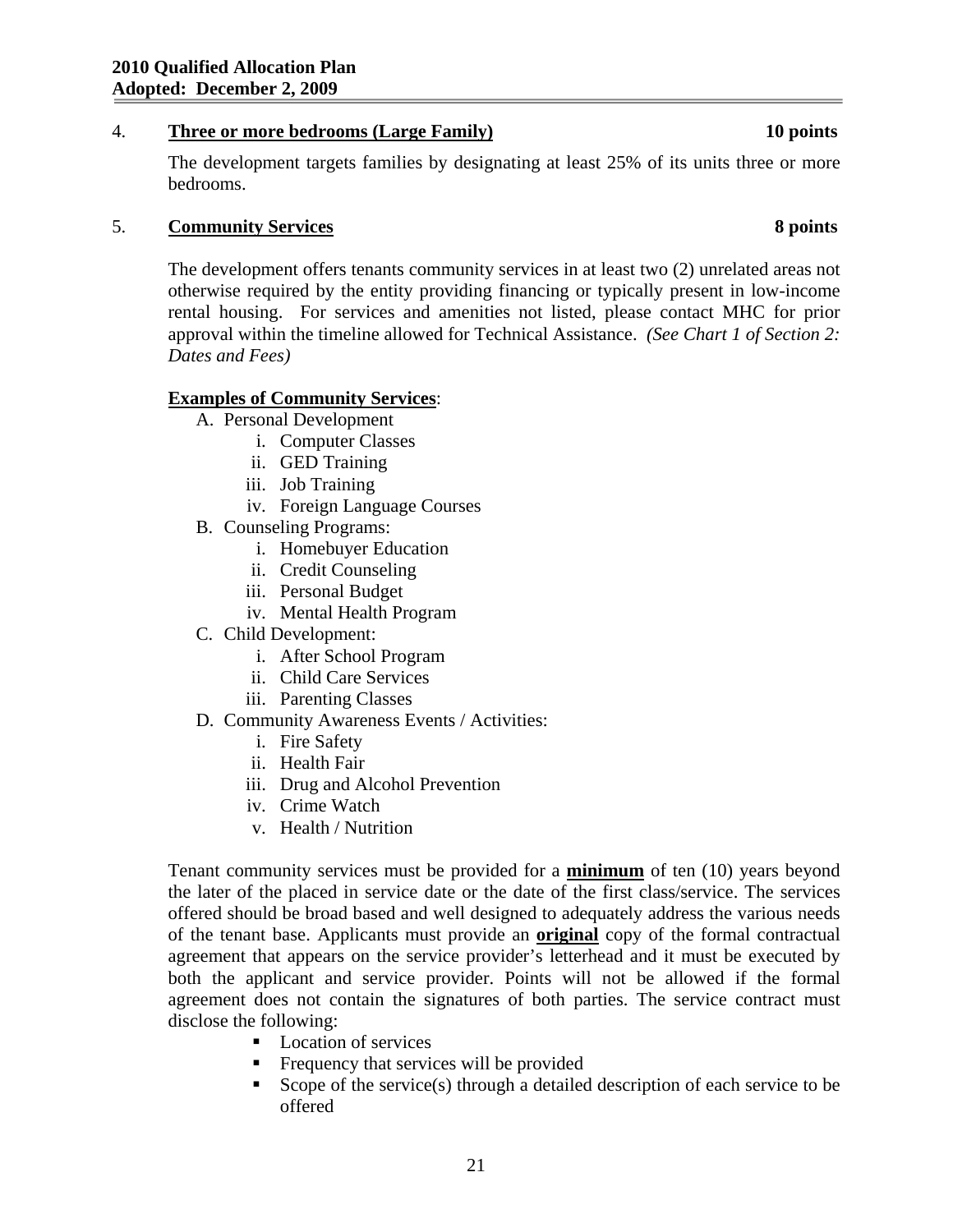4. **Three or more bedrooms (Large Family)** **10 points**

The development targets families by designating at least 25% of its units three or more bedrooms.

5. **Community Services** **8 points**

The development offers tenants community services in at least two (2) unrelated areas not otherwise required by the entity providing financing or typically present in low-income rental housing. For services and amenities not listed, please contact MHC for prior approval within the timeline allowed for Technical Assistance. *(See Chart 1 of Section 2: Dates and Fees)*

**Examples of Community Services**:

A. Personal Development
   i. Computer Classes
   ii. GED Training
   iii. Job Training
   iv. Foreign Language Courses
B. Counseling Programs:
   i. Homebuyer Education
   ii. Credit Counseling
   iii. Personal Budget
   iv. Mental Health Program
C. Child Development:
   i. After School Program
   ii. Child Care Services
   iii. Parenting Classes
D. Community Awareness Events / Activities:
   i. Fire Safety
   ii. Health Fair
   iii. Drug and Alcohol Prevention
   iv. Crime Watch
   v. Health / Nutrition

Tenant community services must be provided for a **minimum** of ten (10) years beyond the later of the placed in service date or the date of the first class/service. The services offered should be broad based and well designed to adequately address the various needs of the tenant base. Applicants must provide an **original** copy of the formal contractual agreement that appears on the service provider's letterhead and it must be executed by both the applicant and service provider. Points will not be allowed if the formal agreement does not contain the signatures of both parties. The service contract must disclose the following:

- Location of services
- Frequency that services will be provided
- Scope of the service(s) through a detailed description of each service to be offered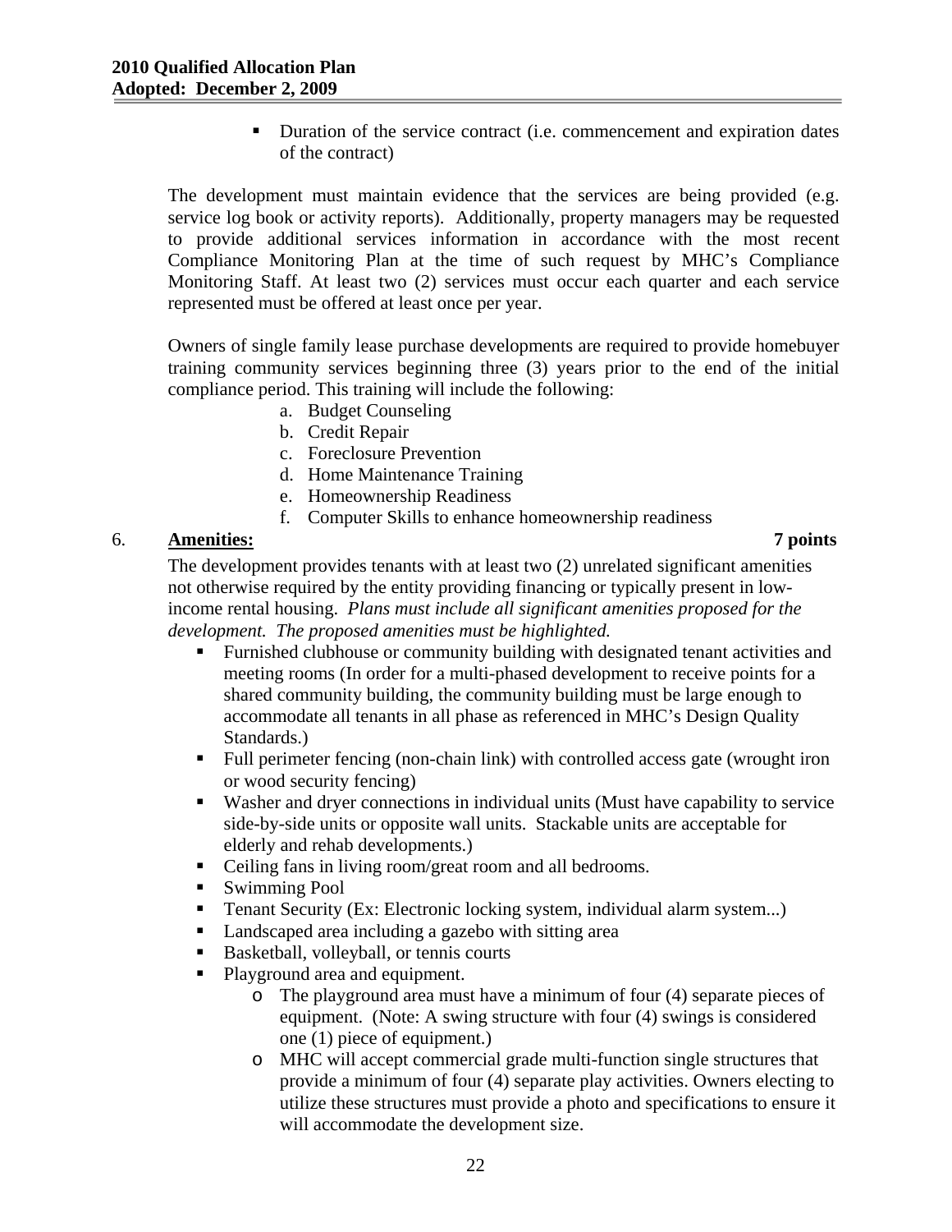- Duration of the service contract (i.e. commencement and expiration dates of the contract)

The development must maintain evidence that the services are being provided (e.g. service log book or activity reports). Additionally, property managers may be requested to provide additional services information in accordance with the most recent Compliance Monitoring Plan at the time of such request by MHC's Compliance Monitoring Staff. At least two (2) services must occur each quarter and each service represented must be offered at least once per year.

Owners of single family lease purchase developments are required to provide homebuyer training community services beginning three (3) years prior to the end of the initial compliance period. This training will include the following:

a. Budget Counseling
b. Credit Repair
c. Foreclosure Prevention
d. Home Maintenance Training
e. Homeownership Readiness
f. Computer Skills to enhance homeownership readiness

6. **Amenities:** **7 points**

The development provides tenants with at least two (2) unrelated significant amenities not otherwise required by the entity providing financing or typically present in low-income rental housing. *Plans must include all significant amenities proposed for the development. The proposed amenities must be highlighted.*

- Furnished clubhouse or community building with designated tenant activities and meeting rooms (In order for a multi-phased development to receive points for a shared community building, the community building must be large enough to accommodate all tenants in all phase as referenced in MHC's Design Quality Standards.)
- Full perimeter fencing (non-chain link) with controlled access gate (wrought iron or wood security fencing)
- Washer and dryer connections in individual units (Must have capability to service side-by-side units or opposite wall units. Stackable units are acceptable for elderly and rehab developments.)
- Ceiling fans in living room/great room and all bedrooms.
- Swimming Pool
- Tenant Security (Ex: Electronic locking system, individual alarm system...)
- Landscaped area including a gazebo with sitting area
- Basketball, volleyball, or tennis courts
- Playground area and equipment.
  - The playground area must have a minimum of four (4) separate pieces of equipment. (Note: A swing structure with four (4) swings is considered one (1) piece of equipment.)
  - MHC will accept commercial grade multi-function single structures that provide a minimum of four (4) separate play activities. Owners electing to utilize these structures must provide a photo and specifications to ensure it will accommodate the development size.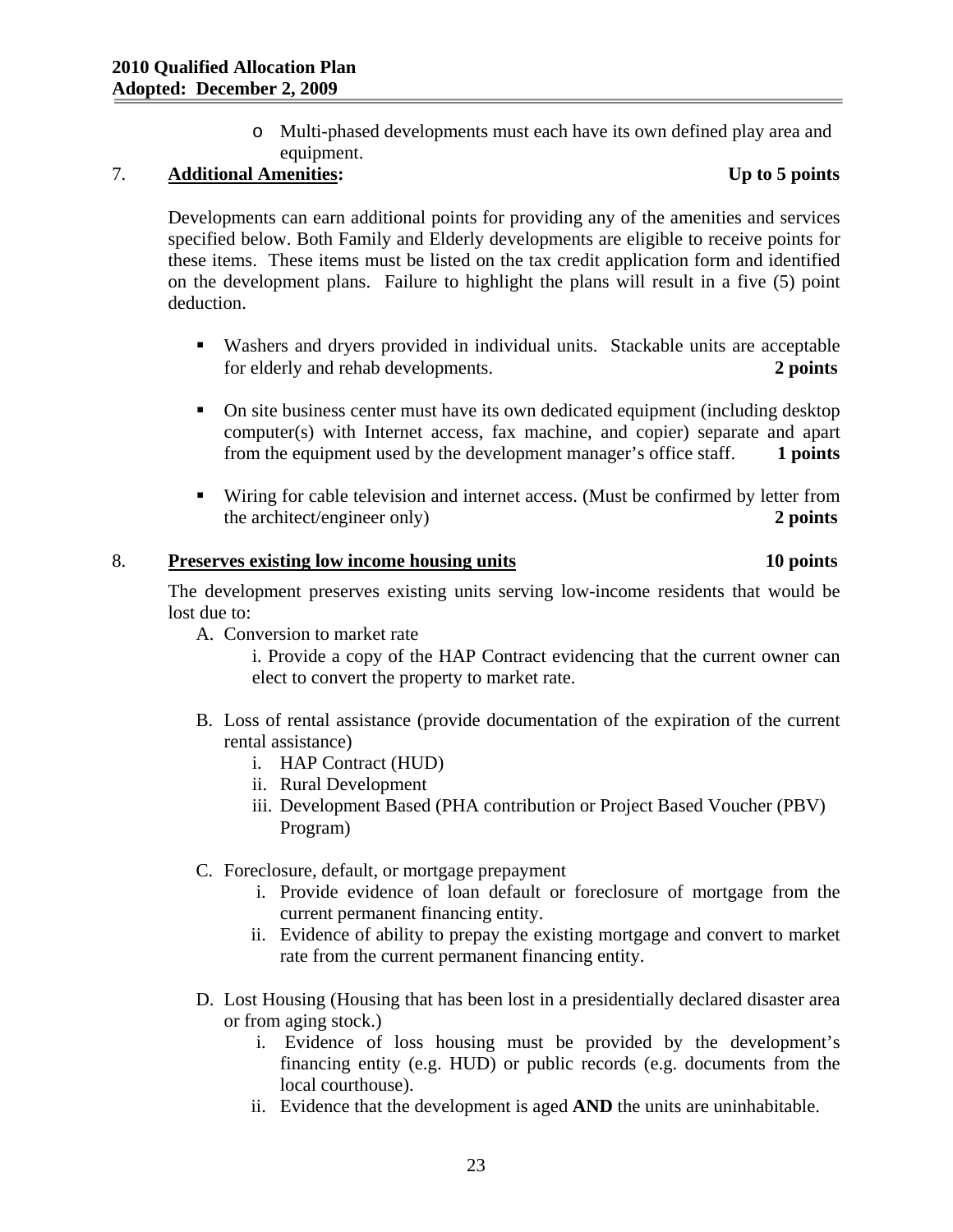- Multi-phased developments must each have its own defined play area and equipment.

7. **Additional Amenities:** **Up to 5 points**

Developments can earn additional points for providing any of the amenities and services specified below. Both Family and Elderly developments are eligible to receive points for these items. These items must be listed on the tax credit application form and identified on the development plans. Failure to highlight the plans will result in a five (5) point deduction.

- Washers and dryers provided in individual units. Stackable units are acceptable for elderly and rehab developments. **2 points**
- On site business center must have its own dedicated equipment (including desktop computer(s) with Internet access, fax machine, and copier) separate and apart from the equipment used by the development manager's office staff. **1 points**
- Wiring for cable television and internet access. (Must be confirmed by letter from the architect/engineer only) **2 points**

8. **Preserves existing low income housing units** **10 points**

The development preserves existing units serving low-income residents that would be lost due to:

A. Conversion to market rate
   i. Provide a copy of the HAP Contract evidencing that the current owner can elect to convert the property to market rate.

B. Loss of rental assistance (provide documentation of the expiration of the current rental assistance)
   i. HAP Contract (HUD)
   ii. Rural Development
   iii. Development Based (PHA contribution or Project Based Voucher (PBV) Program)

C. Foreclosure, default, or mortgage prepayment
   i. Provide evidence of loan default or foreclosure of mortgage from the current permanent financing entity.
   ii. Evidence of ability to prepay the existing mortgage and convert to market rate from the current permanent financing entity.

D. Lost Housing (Housing that has been lost in a presidentially declared disaster area or from aging stock.)
   i. Evidence of loss housing must be provided by the development's financing entity (e.g. HUD) or public records (e.g. documents from the local courthouse).
   ii. Evidence that the development is aged **AND** the units are uninhabitable.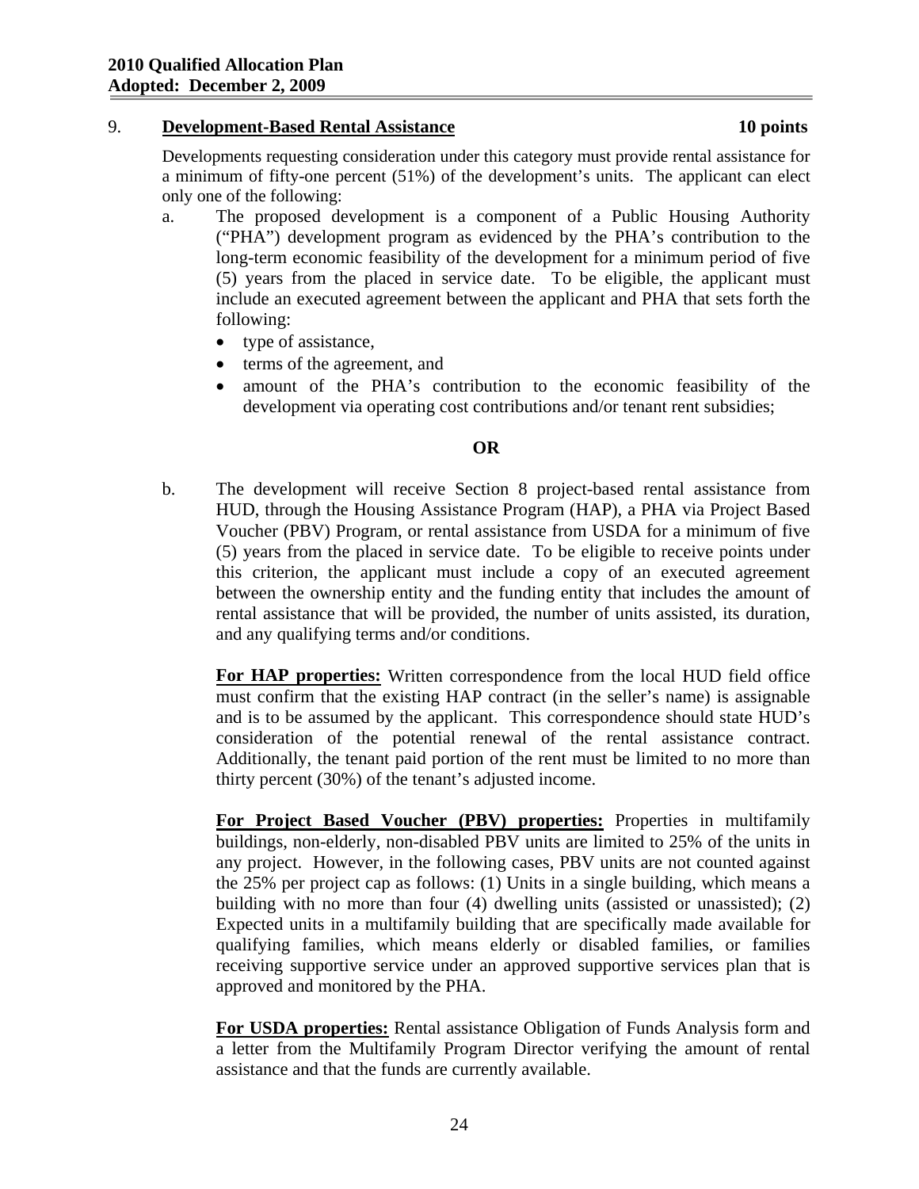9. **Development-Based Rental Assistance** **10 points**

Developments requesting consideration under this category must provide rental assistance for a minimum of fifty-one percent (51%) of the development's units. The applicant can elect only one of the following:

a. The proposed development is a component of a Public Housing Authority ("PHA") development program as evidenced by the PHA's contribution to the long-term economic feasibility of the development for a minimum period of five (5) years from the placed in service date. To be eligible, the applicant must include an executed agreement between the applicant and PHA that sets forth the following:
   - type of assistance,
   - terms of the agreement, and
   - amount of the PHA's contribution to the economic feasibility of the development via operating cost contributions and/or tenant rent subsidies;

**OR**

b. The development will receive Section 8 project-based rental assistance from HUD, through the Housing Assistance Program (HAP), a PHA via Project Based Voucher (PBV) Program, or rental assistance from USDA for a minimum of five (5) years from the placed in service date. To be eligible to receive points under this criterion, the applicant must include a copy of an executed agreement between the ownership entity and the funding entity that includes the amount of rental assistance that will be provided, the number of units assisted, its duration, and any qualifying terms and/or conditions.

   **For HAP properties:** Written correspondence from the local HUD field office must confirm that the existing HAP contract (in the seller's name) is assignable and is to be assumed by the applicant. This correspondence should state HUD's consideration of the potential renewal of the rental assistance contract. Additionally, the tenant paid portion of the rent must be limited to no more than thirty percent (30%) of the tenant's adjusted income.

   **For Project Based Voucher (PBV) properties:** Properties in multifamily buildings, non-elderly, non-disabled PBV units are limited to 25% of the units in any project. However, in the following cases, PBV units are not counted against the 25% per project cap as follows: (1) Units in a single building, which means a building with no more than four (4) dwelling units (assisted or unassisted); (2) Expected units in a multifamily building that are specifically made available for qualifying families, which means elderly or disabled families, or families receiving supportive service under an approved supportive services plan that is approved and monitored by the PHA.

   **For USDA properties:** Rental assistance Obligation of Funds Analysis form and a letter from the Multifamily Program Director verifying the amount of rental assistance and that the funds are currently available.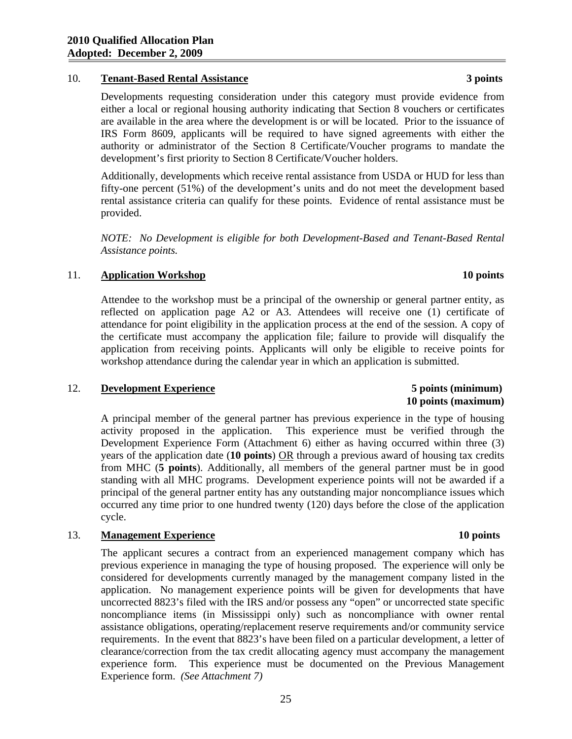10. **Tenant-Based Rental Assistance** **3 points**

Developments requesting consideration under this category must provide evidence from either a local or regional housing authority indicating that Section 8 vouchers or certificates are available in the area where the development is or will be located. Prior to the issuance of IRS Form 8609, applicants will be required to have signed agreements with either the authority or administrator of the Section 8 Certificate/Voucher programs to mandate the development's first priority to Section 8 Certificate/Voucher holders.

Additionally, developments which receive rental assistance from USDA or HUD for less than fifty-one percent (51%) of the development's units and do not meet the development based rental assistance criteria can qualify for these points. Evidence of rental assistance must be provided.

*NOTE: No Development is eligible for both Development-Based and Tenant-Based Rental Assistance points.*

11. **Application Workshop** **10 points**

Attendee to the workshop must be a principal of the ownership or general partner entity, as reflected on application page A2 or A3. Attendees will receive one (1) certificate of attendance for point eligibility in the application process at the end of the session. A copy of the certificate must accompany the application file; failure to provide will disqualify the application from receiving points. Applicants will only be eligible to receive points for workshop attendance during the calendar year in which an application is submitted.

12. **Development Experience** **5 points (minimum)** **10 points (maximum)**

A principal member of the general partner has previous experience in the type of housing activity proposed in the application. This experience must be verified through the Development Experience Form (Attachment 6) either as having occurred within three (3) years of the application date (**10 points**) OR through a previous award of housing tax credits from MHC (**5 points**). Additionally, all members of the general partner must be in good standing with all MHC programs. Development experience points will not be awarded if a principal of the general partner entity has any outstanding major noncompliance issues which occurred any time prior to one hundred twenty (120) days before the close of the application cycle.

13. **Management Experience** **10 points**

The applicant secures a contract from an experienced management company which has previous experience in managing the type of housing proposed. The experience will only be considered for developments currently managed by the management company listed in the application. No management experience points will be given for developments that have uncorrected 8823's filed with the IRS and/or possess any "open" or uncorrected state specific noncompliance items (in Mississippi only) such as noncompliance with owner rental assistance obligations, operating/replacement reserve requirements and/or community service requirements. In the event that 8823's have been filed on a particular development, a letter of clearance/correction from the tax credit allocating agency must accompany the management experience form. This experience must be documented on the Previous Management Experience form. *(See Attachment 7)*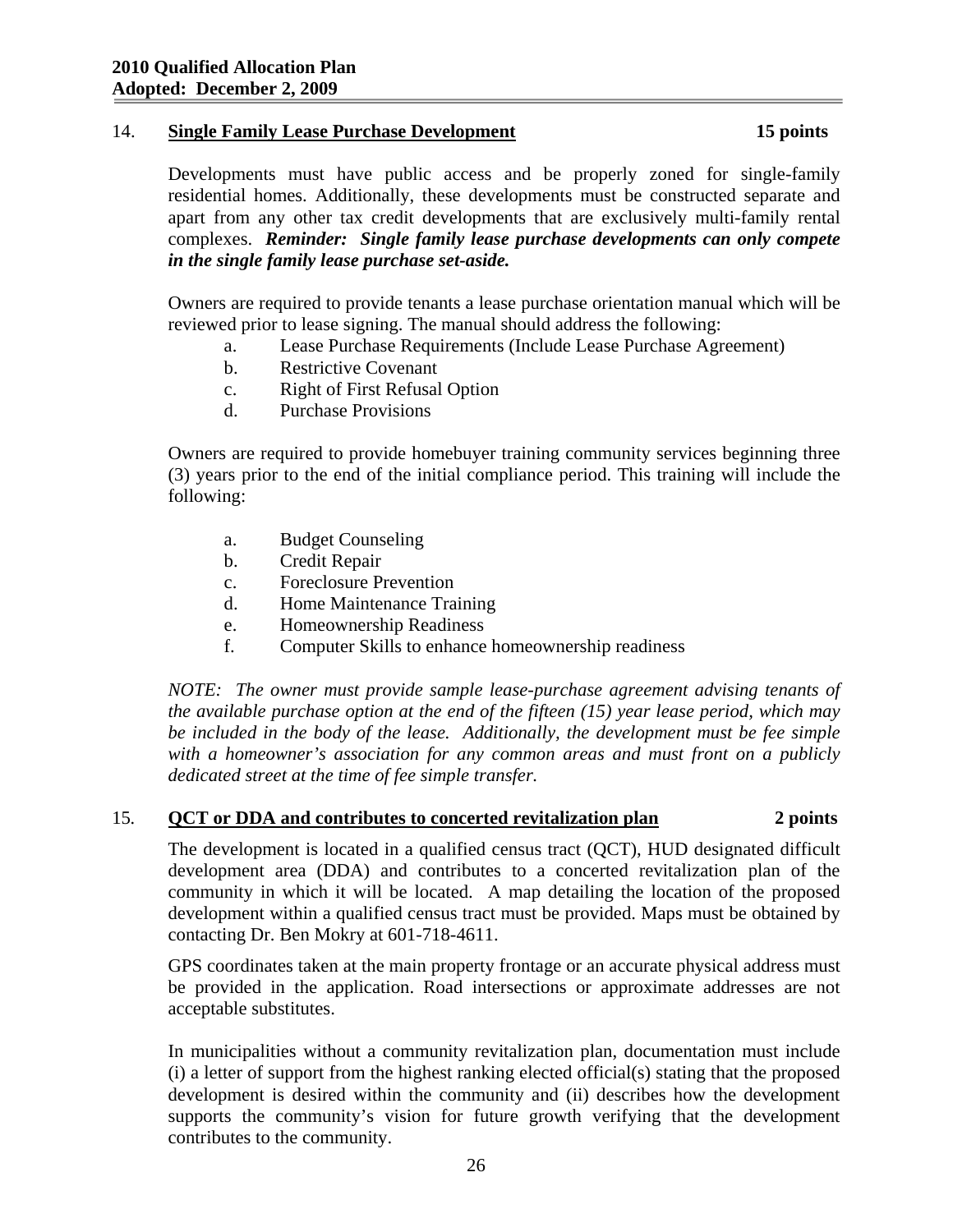14. **Single Family Lease Purchase Development** **15 points**

Developments must have public access and be properly zoned for single-family residential homes. Additionally, these developments must be constructed separate and apart from any other tax credit developments that are exclusively multi-family rental complexes. ***Reminder: Single family lease purchase developments can only compete in the single family lease purchase set-aside.***

Owners are required to provide tenants a lease purchase orientation manual which will be reviewed prior to lease signing. The manual should address the following:

- a. Lease Purchase Requirements (Include Lease Purchase Agreement)
- b. Restrictive Covenant
- c. Right of First Refusal Option
- d. Purchase Provisions

Owners are required to provide homebuyer training community services beginning three (3) years prior to the end of the initial compliance period. This training will include the following:

- a. Budget Counseling
- b. Credit Repair
- c. Foreclosure Prevention
- d. Home Maintenance Training
- e. Homeownership Readiness
- f. Computer Skills to enhance homeownership readiness

*NOTE: The owner must provide sample lease-purchase agreement advising tenants of the available purchase option at the end of the fifteen (15) year lease period, which may be included in the body of the lease. Additionally, the development must be fee simple with a homeowner's association for any common areas and must front on a publicly dedicated street at the time of fee simple transfer.*

15. **QCT or DDA and contributes to concerted revitalization plan** **2 points**

The development is located in a qualified census tract (QCT), HUD designated difficult development area (DDA) and contributes to a concerted revitalization plan of the community in which it will be located. A map detailing the location of the proposed development within a qualified census tract must be provided. Maps must be obtained by contacting Dr. Ben Mokry at 601-718-4611.

GPS coordinates taken at the main property frontage or an accurate physical address must be provided in the application. Road intersections or approximate addresses are not acceptable substitutes.

In municipalities without a community revitalization plan, documentation must include (i) a letter of support from the highest ranking elected official(s) stating that the proposed development is desired within the community and (ii) describes how the development supports the community's vision for future growth verifying that the development contributes to the community.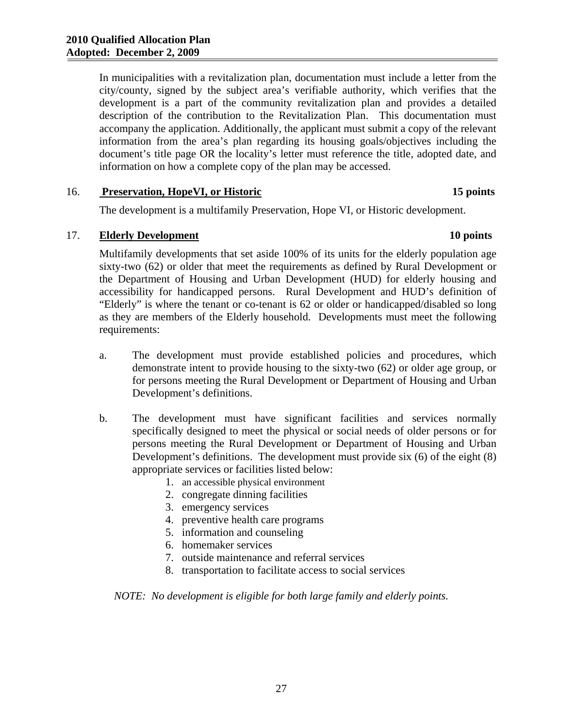In municipalities with a revitalization plan, documentation must include a letter from the city/county, signed by the subject area's verifiable authority, which verifies that the development is a part of the community revitalization plan and provides a detailed description of the contribution to the Revitalization Plan. This documentation must accompany the application. Additionally, the applicant must submit a copy of the relevant information from the area's plan regarding its housing goals/objectives including the document's title page OR the locality's letter must reference the title, adopted date, and information on how a complete copy of the plan may be accessed.

16. **Preservation, HopeVI, or Historic** **15 points**

The development is a multifamily Preservation, Hope VI, or Historic development.

17. **Elderly Development** **10 points**

Multifamily developments that set aside 100% of its units for the elderly population age sixty-two (62) or older that meet the requirements as defined by Rural Development or the Department of Housing and Urban Development (HUD) for elderly housing and accessibility for handicapped persons. Rural Development and HUD's definition of "Elderly" is where the tenant or co-tenant is 62 or older or handicapped/disabled so long as they are members of the Elderly household. Developments must meet the following requirements:

a. The development must provide established policies and procedures, which demonstrate intent to provide housing to the sixty-two (62) or older age group, or for persons meeting the Rural Development or Department of Housing and Urban Development's definitions.

b. The development must have significant facilities and services normally specifically designed to meet the physical or social needs of older persons or for persons meeting the Rural Development or Department of Housing and Urban Development's definitions. The development must provide six (6) of the eight (8) appropriate services or facilities listed below:

   1. an accessible physical environment
   2. congregate dinning facilities
   3. emergency services
   4. preventive health care programs
   5. information and counseling
   6. homemaker services
   7. outside maintenance and referral services
   8. transportation to facilitate access to social services

*NOTE: No development is eligible for both large family and elderly points.*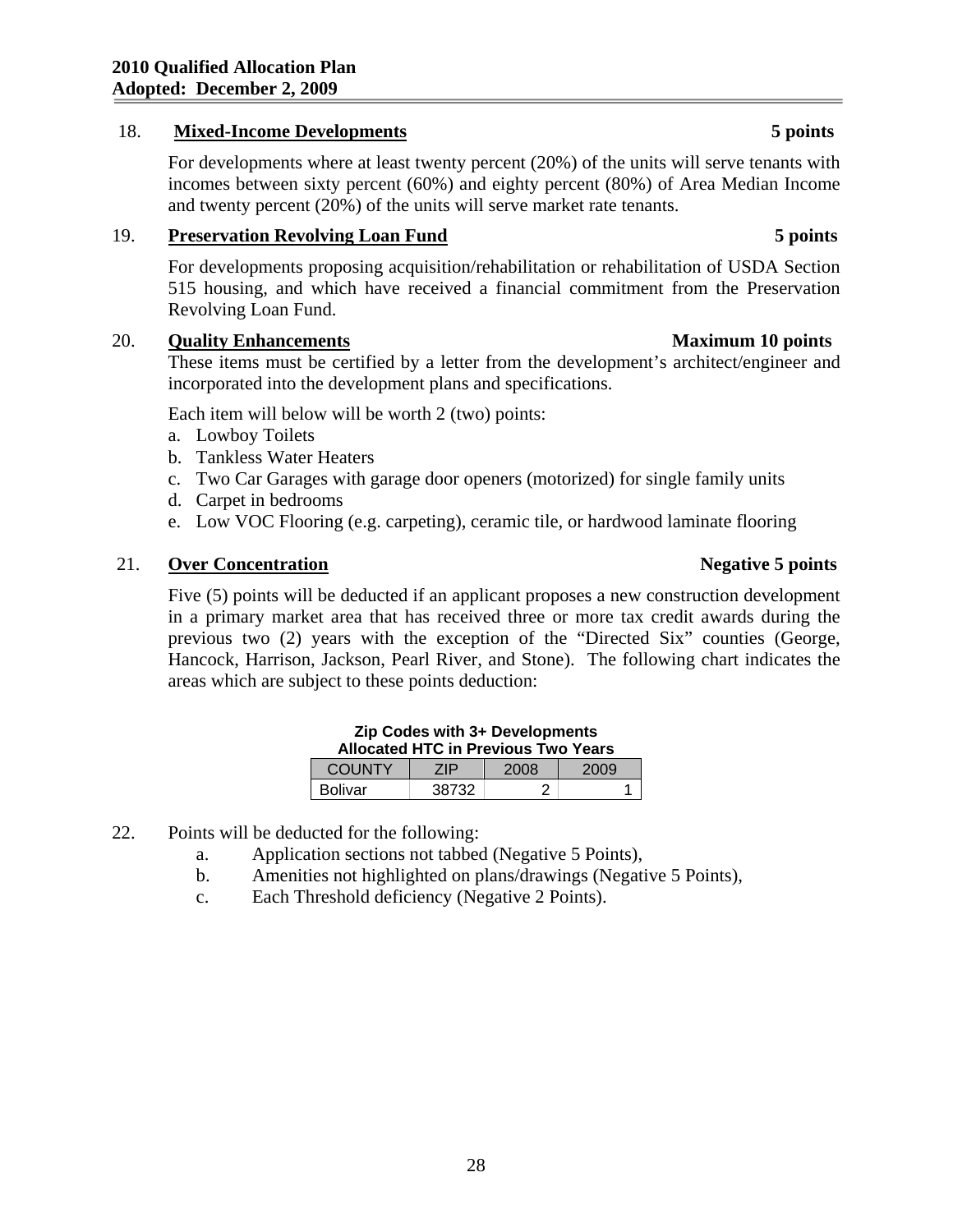18. **Mixed-Income Developments** **5 points**

For developments where at least twenty percent (20%) of the units will serve tenants with incomes between sixty percent (60%) and eighty percent (80%) of Area Median Income and twenty percent (20%) of the units will serve market rate tenants.

19. **Preservation Revolving Loan Fund** **5 points**

For developments proposing acquisition/rehabilitation or rehabilitation of USDA Section 515 housing, and which have received a financial commitment from the Preservation Revolving Loan Fund.

20. **Quality Enhancements** **Maximum 10 points**

These items must be certified by a letter from the development's architect/engineer and incorporated into the development plans and specifications.

Each item will below will be worth 2 (two) points:

a. Lowboy Toilets
b. Tankless Water Heaters
c. Two Car Garages with garage door openers (motorized) for single family units
d. Carpet in bedrooms
e. Low VOC Flooring (e.g. carpeting), ceramic tile, or hardwood laminate flooring

21. **Over Concentration** **Negative 5 points**

Five (5) points will be deducted if an applicant proposes a new construction development in a primary market area that has received three or more tax credit awards during the previous two (2) years with the exception of the "Directed Six" counties (George, Hancock, Harrison, Jackson, Pearl River, and Stone). The following chart indicates the areas which are subject to these points deduction:

**Zip Codes with 3+ Developments Allocated HTC in Previous Two Years**

| COUNTY | ZIP | 2008 | 2009 |
|---|---|---|---|
| Bolivar | 38732 | 2 | 1 |

22. Points will be deducted for the following:
    a. Application sections not tabbed (Negative 5 Points),
    b. Amenities not highlighted on plans/drawings (Negative 5 Points),
    c. Each Threshold deficiency (Negative 2 Points).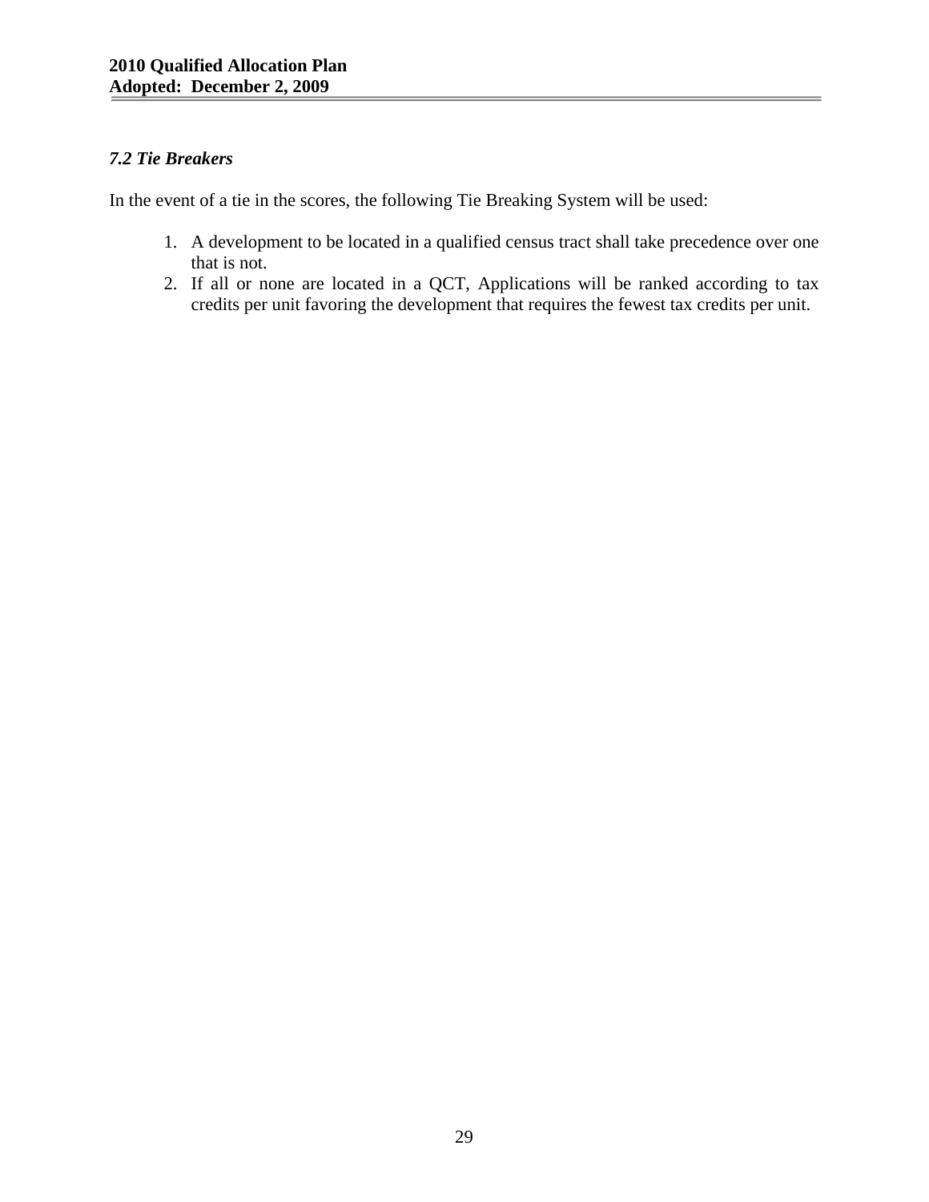### *7.2 Tie Breakers*

In the event of a tie in the scores, the following Tie Breaking System will be used:

1. A development to be located in a qualified census tract shall take precedence over one that is not.
2. If all or none are located in a QCT, Applications will be ranked according to tax credits per unit favoring the development that requires the fewest tax credits per unit.